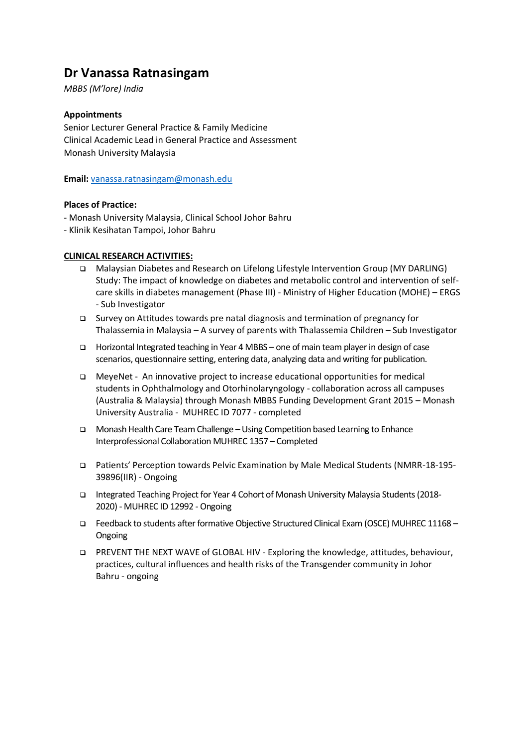# Dr Vanassa Ratnasingam

*MBBS (M'lore) India*

**Appointments**
Senior Lecturer General Practice & Family Medicine
Clinical Academic Lead in General Practice and Assessment
Monash University Malaysia

**Email:** [vanassa.ratnasingam@monash.edu](mailto:vanassa.ratnasingam@monash.edu)

**Places of Practice:**
- Monash University Malaysia, Clinical School Johor Bahru
- Klinik Kesihatan Tampoi, Johor Bahru

**CLINICAL RESEARCH ACTIVITIES:**

- Malaysian Diabetes and Research on Lifelong Lifestyle Intervention Group (MY DARLING) Study: The impact of knowledge on diabetes and metabolic control and intervention of self-care skills in diabetes management (Phase III) - Ministry of Higher Education (MOHE) – ERGS - Sub Investigator
- Survey on Attitudes towards pre natal diagnosis and termination of pregnancy for Thalassemia in Malaysia – A survey of parents with Thalassemia Children – Sub Investigator
- Horizontal Integrated teaching in Year 4 MBBS – one of main team player in design of case scenarios, questionnaire setting, entering data, analyzing data and writing for publication.
- MeyeNet - An innovative project to increase educational opportunities for medical students in Ophthalmology and Otorhinolaryngology - collaboration across all campuses (Australia & Malaysia) through Monash MBBS Funding Development Grant 2015 – Monash University Australia - MUHREC ID 7077 - completed
- Monash Health Care Team Challenge – Using Competition based Learning to Enhance Interprofessional Collaboration MUHREC 1357 – Completed
- Patients' Perception towards Pelvic Examination by Male Medical Students (NMRR-18-195-39896(IIR) - Ongoing
- Integrated Teaching Project for Year 4 Cohort of Monash University Malaysia Students (2018-2020) - MUHREC ID 12992 - Ongoing
- Feedback to students after formative Objective Structured Clinical Exam (OSCE) MUHREC 11168 – Ongoing
- PREVENT THE NEXT WAVE of GLOBAL HIV - Exploring the knowledge, attitudes, behaviour, practices, cultural influences and health risks of the Transgender community in Johor Bahru - ongoing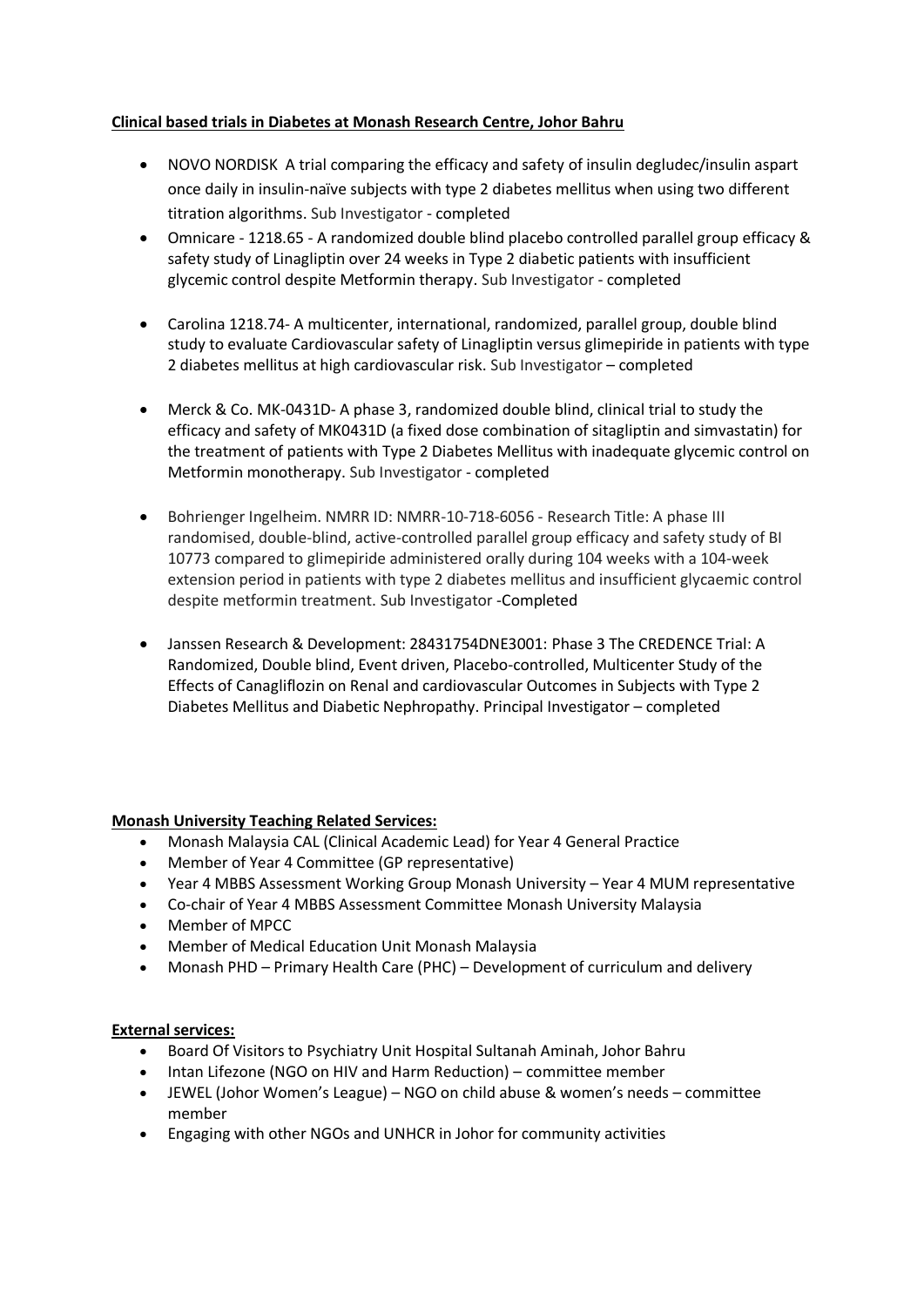**Clinical based trials in Diabetes at Monash Research Centre, Johor Bahru**

- NOVO NORDISK A trial comparing the efficacy and safety of insulin degludec/insulin aspart once daily in insulin-naïve subjects with type 2 diabetes mellitus when using two different titration algorithms. Sub Investigator - completed
- Omnicare - 1218.65 - A randomized double blind placebo controlled parallel group efficacy & safety study of Linagliptin over 24 weeks in Type 2 diabetic patients with insufficient glycemic control despite Metformin therapy. Sub Investigator - completed
- Carolina 1218.74- A multicenter, international, randomized, parallel group, double blind study to evaluate Cardiovascular safety of Linagliptin versus glimepiride in patients with type 2 diabetes mellitus at high cardiovascular risk. Sub Investigator – completed
- Merck & Co. MK-0431D- A phase 3, randomized double blind, clinical trial to study the efficacy and safety of MK0431D (a fixed dose combination of sitagliptin and simvastatin) for the treatment of patients with Type 2 Diabetes Mellitus with inadequate glycemic control on Metformin monotherapy. Sub Investigator - completed
- Bohrienger Ingelheim. NMRR ID: NMRR-10-718-6056 - Research Title: A phase III randomised, double-blind, active-controlled parallel group efficacy and safety study of BI 10773 compared to glimepiride administered orally during 104 weeks with a 104-week extension period in patients with type 2 diabetes mellitus and insufficient glycaemic control despite metformin treatment. Sub Investigator -Completed
- Janssen Research & Development: 28431754DNE3001: Phase 3 The CREDENCE Trial: A Randomized, Double blind, Event driven, Placebo-controlled, Multicenter Study of the Effects of Canagliflozin on Renal and cardiovascular Outcomes in Subjects with Type 2 Diabetes Mellitus and Diabetic Nephropathy. Principal Investigator – completed

**Monash University Teaching Related Services:**

- Monash Malaysia CAL (Clinical Academic Lead) for Year 4 General Practice
- Member of Year 4 Committee (GP representative)
- Year 4 MBBS Assessment Working Group Monash University – Year 4 MUM representative
- Co-chair of Year 4 MBBS Assessment Committee Monash University Malaysia
- Member of MPCC
- Member of Medical Education Unit Monash Malaysia
- Monash PHD – Primary Health Care (PHC) – Development of curriculum and delivery

**External services:**

- Board Of Visitors to Psychiatry Unit Hospital Sultanah Aminah, Johor Bahru
- Intan Lifezone (NGO on HIV and Harm Reduction) – committee member
- JEWEL (Johor Women's League) – NGO on child abuse & women's needs – committee member
- Engaging with other NGOs and UNHCR in Johor for community activities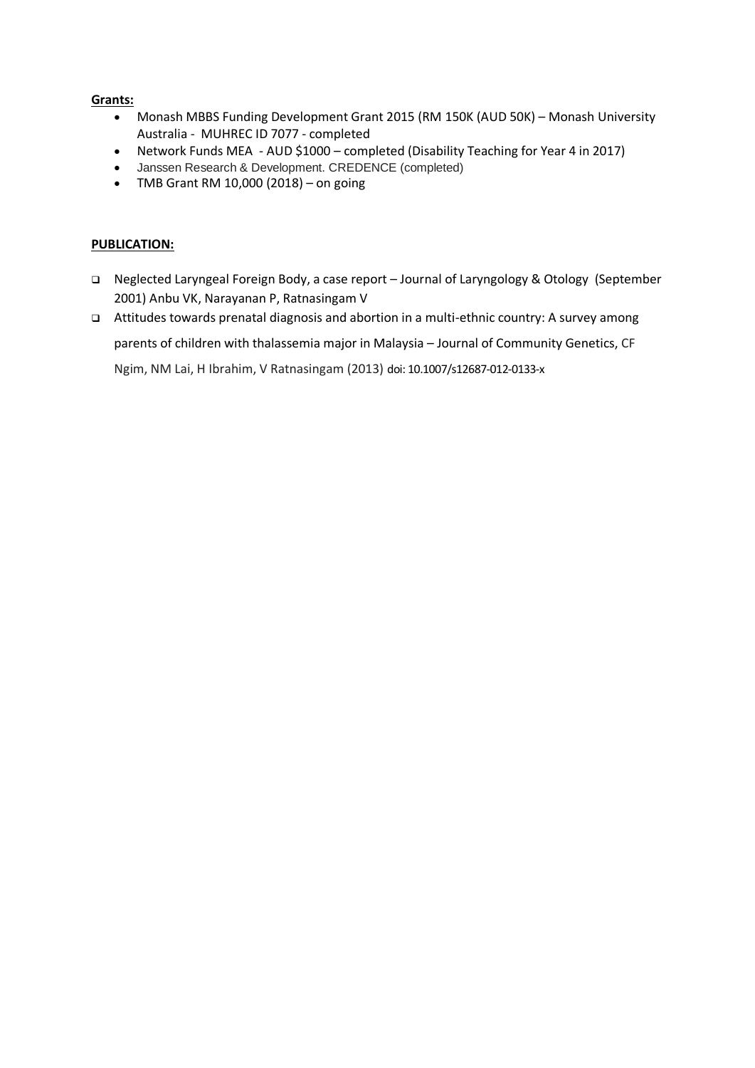**Grants:**

- Monash MBBS Funding Development Grant 2015 (RM 150K (AUD 50K) – Monash University Australia - MUHREC ID 7077 - completed
- Network Funds MEA - AUD $1000 – completed (Disability Teaching for Year 4 in 2017)
- Janssen Research & Development. CREDENCE (completed)
- TMB Grant RM 10,000 (2018) – on going

**PUBLICATION:**

- Neglected Laryngeal Foreign Body, a case report – Journal of Laryngology & Otology (September 2001) Anbu VK, Narayanan P, Ratnasingam V
- Attitudes towards prenatal diagnosis and abortion in a multi-ethnic country: A survey among parents of children with thalassemia major in Malaysia – Journal of Community Genetics, CF Ngim, NM Lai, H Ibrahim, V Ratnasingam (2013) doi: 10.1007/s12687-012-0133-x